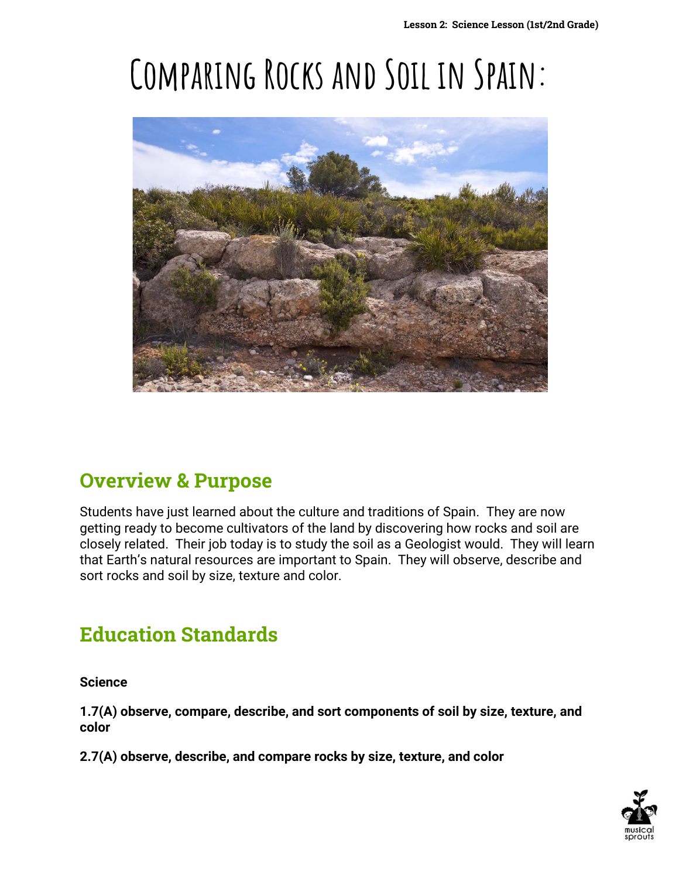# Comparing Rocks and Soil in Spain:

## Overview & Purpose

Students have just learned about the culture and traditions of Spain. They are now getting ready to become cultivators of the land by discovering how rocks and soil are closely related. Their job today is to study the soil as a Geologist would. They will learn that Earth's natural resources are important to Spain. They will observe, describe and sort rocks and soil by size, texture and color.

## Education Standards

**Science**

**1.7(A) observe, compare, describe, and sort components of soil by size, texture, and color**

**2.7(A) observe, describe, and compare rocks by size, texture, and color**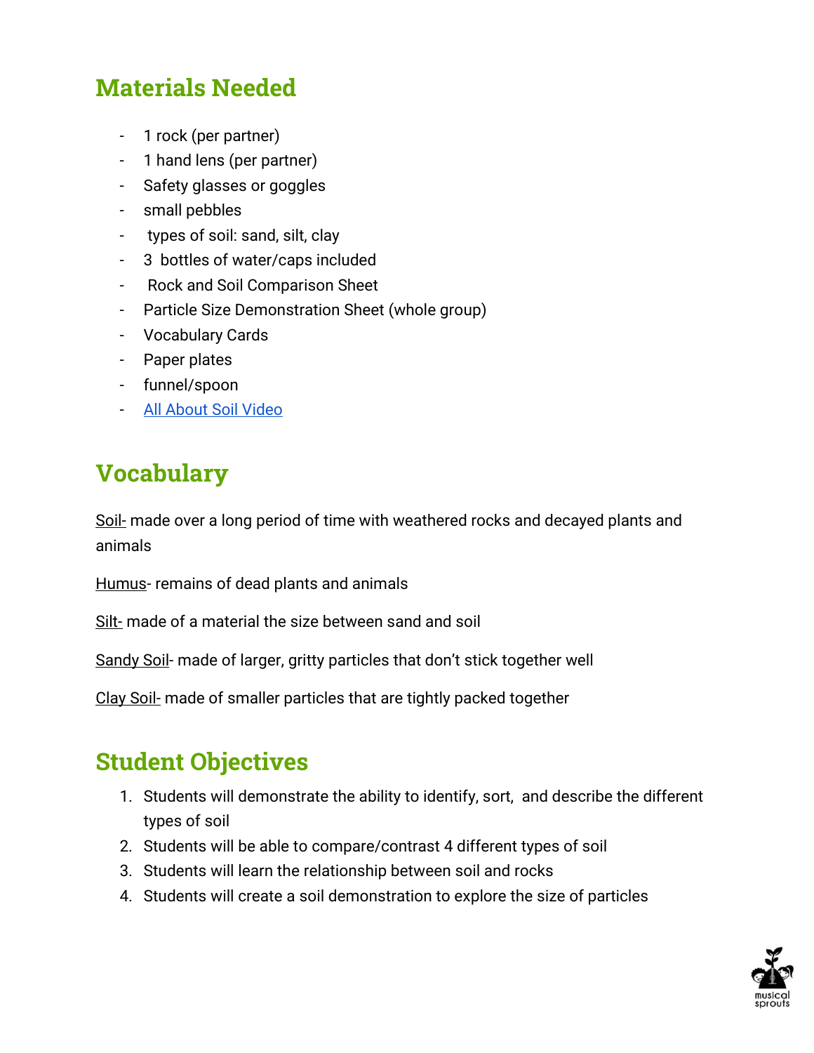## Materials Needed

- 1 rock (per partner)
- 1 hand lens (per partner)
- Safety glasses or goggles
- small pebbles
- types of soil: sand, silt, clay
- 3 bottles of water/caps included
- Rock and Soil Comparison Sheet
- Particle Size Demonstration Sheet (whole group)
- Vocabulary Cards
- Paper plates
- funnel/spoon
- All About Soil Video

## Vocabulary

Soil- made over a long period of time with weathered rocks and decayed plants and animals

Humus- remains of dead plants and animals

Silt- made of a material the size between sand and soil

Sandy Soil- made of larger, gritty particles that don't stick together well

Clay Soil- made of smaller particles that are tightly packed together

## Student Objectives

1. Students will demonstrate the ability to identify, sort, and describe the different types of soil
2. Students will be able to compare/contrast 4 different types of soil
3. Students will learn the relationship between soil and rocks
4. Students will create a soil demonstration to explore the size of particles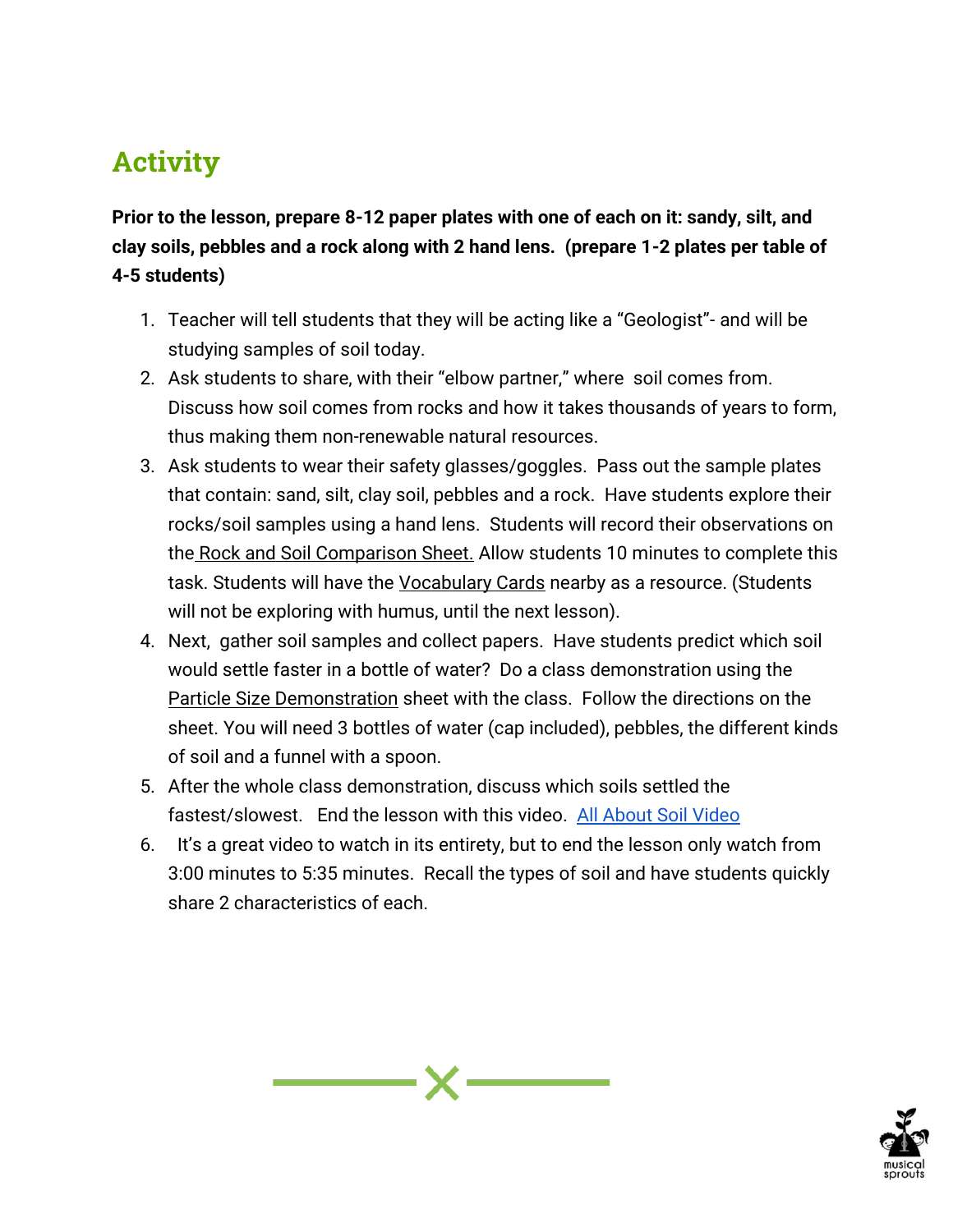## Activity

**Prior to the lesson, prepare 8-12 paper plates with one of each on it: sandy, silt, and clay soils, pebbles and a rock along with 2 hand lens. (prepare 1-2 plates per table of 4-5 students)**

1. Teacher will tell students that they will be acting like a "Geologist"- and will be studying samples of soil today.
2. Ask students to share, with their "elbow partner," where soil comes from. Discuss how soil comes from rocks and how it takes thousands of years to form, thus making them non-renewable natural resources.
3. Ask students to wear their safety glasses/goggles. Pass out the sample plates that contain: sand, silt, clay soil, pebbles and a rock. Have students explore their rocks/soil samples using a hand lens. Students will record their observations on the Rock and Soil Comparison Sheet. Allow students 10 minutes to complete this task. Students will have the Vocabulary Cards nearby as a resource. (Students will not be exploring with humus, until the next lesson).
4. Next, gather soil samples and collect papers. Have students predict which soil would settle faster in a bottle of water? Do a class demonstration using the Particle Size Demonstration sheet with the class. Follow the directions on the sheet. You will need 3 bottles of water (cap included), pebbles, the different kinds of soil and a funnel with a spoon.
5. After the whole class demonstration, discuss which soils settled the fastest/slowest. End the lesson with this video. All About Soil Video
6. It's a great video to watch in its entirety, but to end the lesson only watch from 3:00 minutes to 5:35 minutes. Recall the types of soil and have students quickly share 2 characteristics of each.